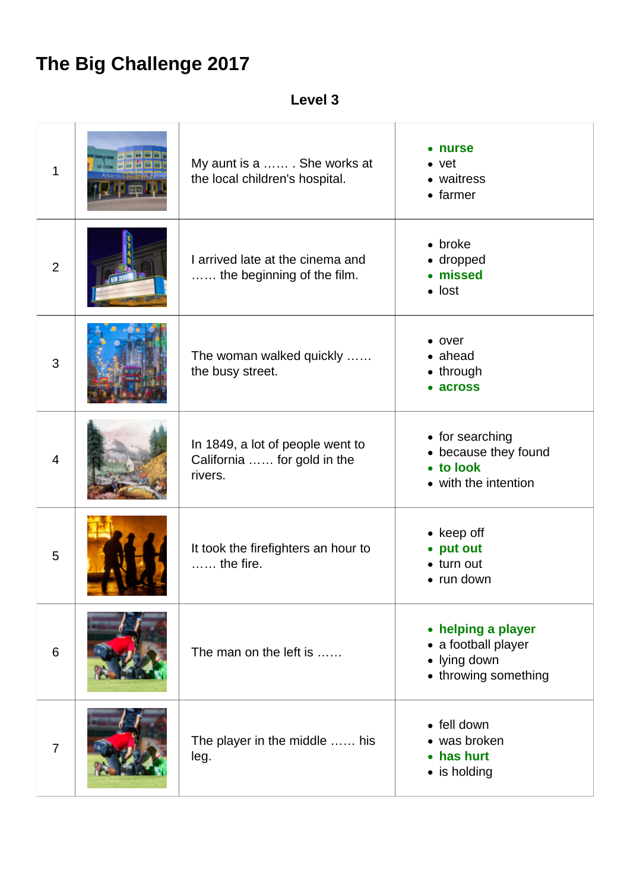# The Big Challenge 2017

**Level 3**

| | | | |
|---|---|---|---|
| 1 | | My aunt is a …… . She works at the local children's hospital. | • **nurse**<br>• vet<br>• waitress<br>• farmer |
| 2 | | I arrived late at the cinema and …… the beginning of the film. | • broke<br>• dropped<br>• **missed**<br>• lost |
| 3 | | The woman walked quickly …… the busy street. | • over<br>• ahead<br>• through<br>• **across** |
| 4 | | In 1849, a lot of people went to California …… for gold in the rivers. | • for searching<br>• because they found<br>• **to look**<br>• with the intention |
| 5 | | It took the firefighters an hour to …… the fire. | • keep off<br>• **put out**<br>• turn out<br>• run down |
| 6 | | The man on the left is …… | • **helping a player**<br>• a football player<br>• lying down<br>• throwing something |
| 7 | | The player in the middle …… his leg. | • fell down<br>• was broken<br>• **has hurt**<br>• is holding |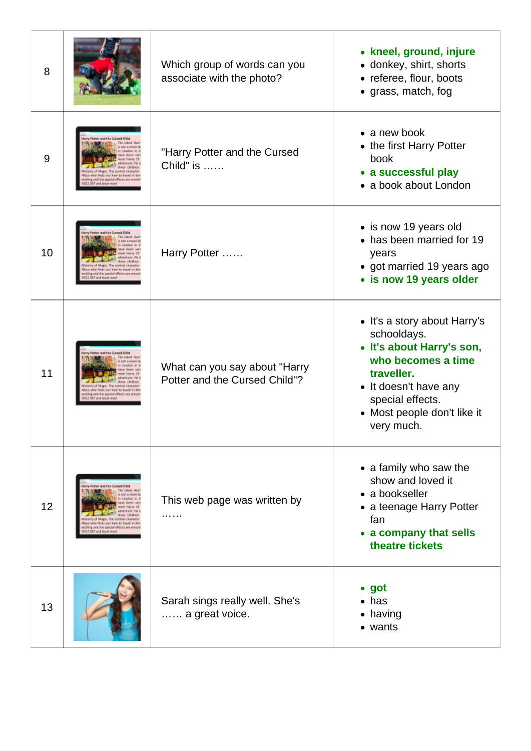| | | | |
|---|---|---|---|
| 8 | | Which group of words can you associate with the photo? | • **kneel, ground, injure**<br>• donkey, shirt, shorts<br>• referee, flour, boots<br>• grass, match, fog |
| 9 | | "Harry Potter and the Cursed Child" is …… | • a new book<br>• the first Harry Potter book<br>• **a successful play**<br>• a book about London |
| 10 | | Harry Potter …… | • is now 19 years old<br>• has been married for 19 years<br>• got married 19 years ago<br>• **is now 19 years older** |
| 11 | | What can you say about "Harry Potter and the Cursed Child"? | • It's a story about Harry's schooldays.<br>• **It's about Harry's son, who becomes a time traveller.**<br>• It doesn't have any special effects.<br>• Most people don't like it very much. |
| 12 | | This web page was written by …… | • a family who saw the show and loved it<br>• a bookseller<br>• a teenage Harry Potter fan<br>• **a company that sells theatre tickets** |
| 13 | | Sarah sings really well. She's …… a great voice. | • **got**<br>• has<br>• having<br>• wants |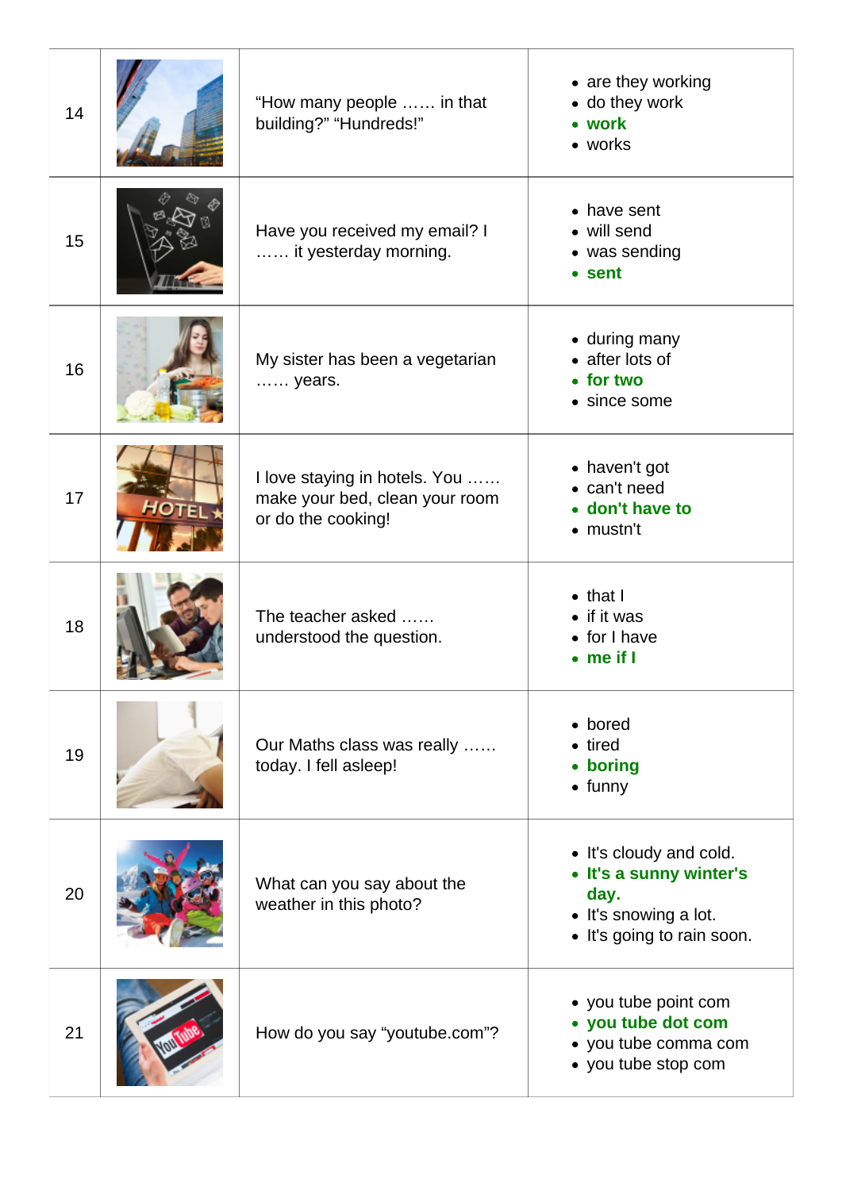| | | | |
|---|---|---|---|
| 14 | | "How many people …… in that building?" "Hundreds!" | • are they working<br>• do they work<br>• **work**<br>• works |
| 15 | | Have you received my email? I …… it yesterday morning. | • have sent<br>• will send<br>• was sending<br>• **sent** |
| 16 | | My sister has been a vegetarian …… years. | • during many<br>• after lots of<br>• **for two**<br>• since some |
| 17 | | I love staying in hotels. You …… make your bed, clean your room or do the cooking! | • haven't got<br>• can't need<br>• **don't have to**<br>• mustn't |
| 18 | | The teacher asked …… understood the question. | • that I<br>• if it was<br>• for I have<br>• **me if I** |
| 19 | | Our Maths class was really …… today. I fell asleep! | • bored<br>• tired<br>• **boring**<br>• funny |
| 20 | | What can you say about the weather in this photo? | • It's cloudy and cold.<br>• **It's a sunny winter's day.**<br>• It's snowing a lot.<br>• It's going to rain soon. |
| 21 | | How do you say "youtube.com"? | • you tube point com<br>• **you tube dot com**<br>• you tube comma com<br>• you tube stop com |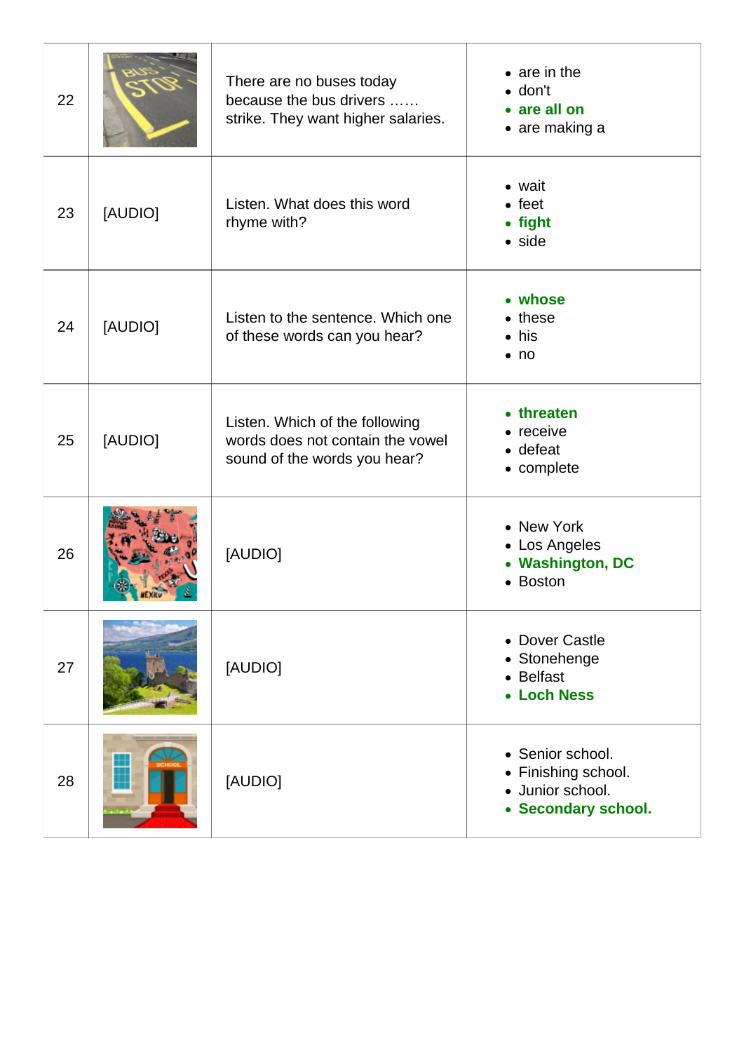| | | | |
|---|---|---|---|
| 22 | | There are no buses today because the bus drivers …… strike. They want higher salaries. | • are in the<br>• don't<br>• **are all on**<br>• are making a |
| 23 | [AUDIO] | Listen. What does this word rhyme with? | • wait<br>• feet<br>• **fight**<br>• side |
| 24 | [AUDIO] | Listen to the sentence. Which one of these words can you hear? | • **whose**<br>• these<br>• his<br>• no |
| 25 | [AUDIO] | Listen. Which of the following words does not contain the vowel sound of the words you hear? | • **threaten**<br>• receive<br>• defeat<br>• complete |
| 26 | | [AUDIO] | • New York<br>• Los Angeles<br>• **Washington, DC**<br>• Boston |
| 27 | | [AUDIO] | • Dover Castle<br>• Stonehenge<br>• Belfast<br>• **Loch Ness** |
| 28 | | [AUDIO] | • Senior school.<br>• Finishing school.<br>• Junior school.<br>• **Secondary school.** |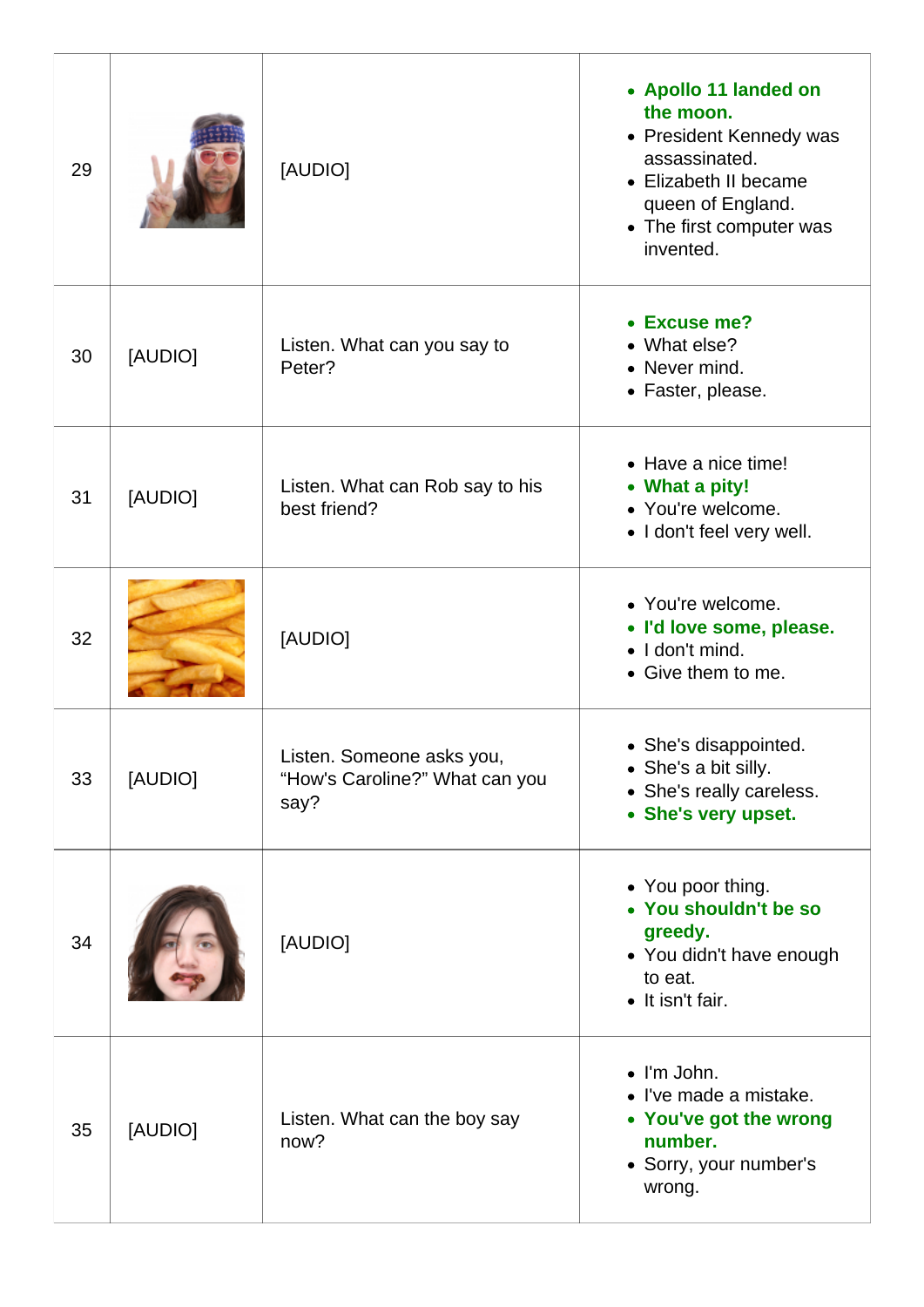| | | | |
|---|---|---|---|
| 29 | | [AUDIO] | • **Apollo 11 landed on the moon.**<br>• President Kennedy was assassinated.<br>• Elizabeth II became queen of England.<br>• The first computer was invented. |
| 30 | [AUDIO] | Listen. What can you say to Peter? | • **Excuse me?**<br>• What else?<br>• Never mind.<br>• Faster, please. |
| 31 | [AUDIO] | Listen. What can Rob say to his best friend? | • Have a nice time!<br>• **What a pity!**<br>• You're welcome.<br>• I don't feel very well. |
| 32 | | [AUDIO] | • You're welcome.<br>• **I'd love some, please.**<br>• I don't mind.<br>• Give them to me. |
| 33 | [AUDIO] | Listen. Someone asks you, "How's Caroline?" What can you say? | • She's disappointed.<br>• She's a bit silly.<br>• She's really careless.<br>• **She's very upset.** |
| 34 | | [AUDIO] | • You poor thing.<br>• **You shouldn't be so greedy.**<br>• You didn't have enough to eat.<br>• It isn't fair. |
| 35 | [AUDIO] | Listen. What can the boy say now? | • I'm John.<br>• I've made a mistake.<br>• **You've got the wrong number.**<br>• Sorry, your number's wrong. |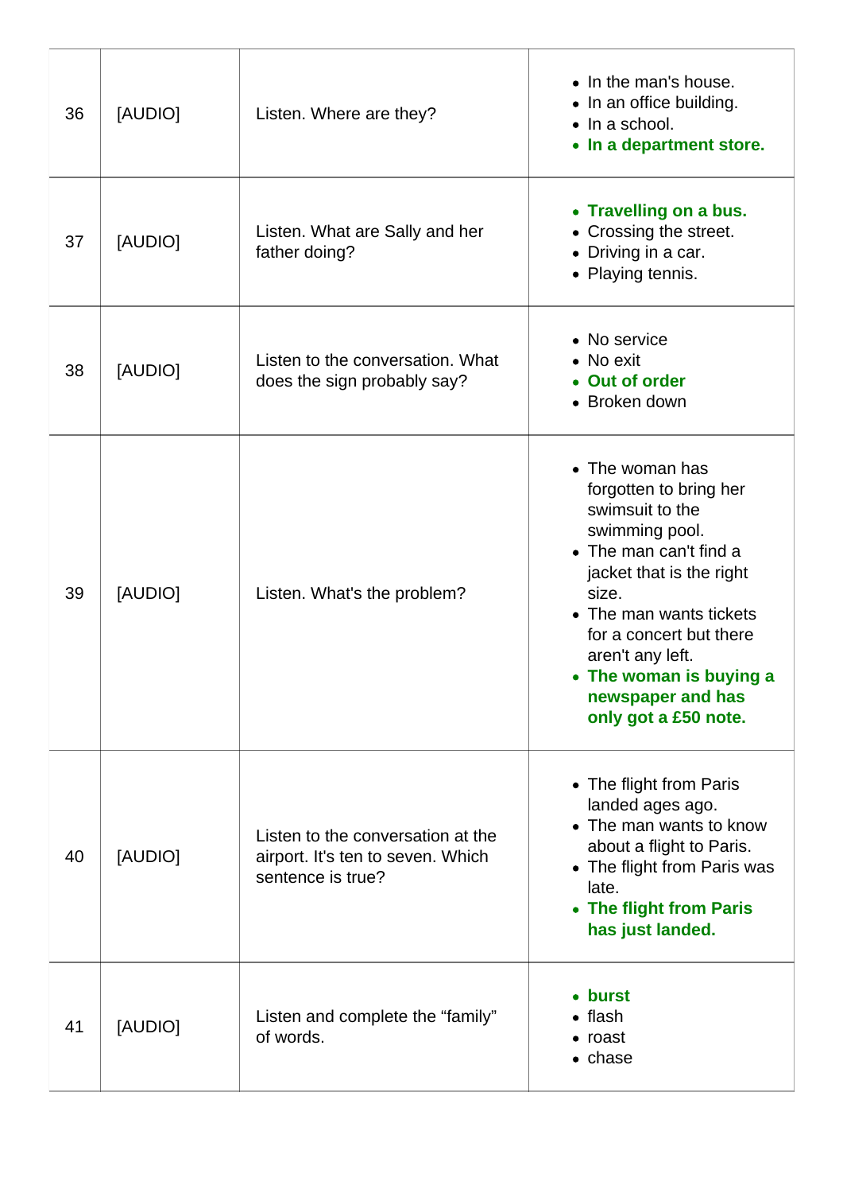| | | | |
|---|---|---|---|
| 36 | [AUDIO] | Listen. Where are they? | • In the man's house.<br>• In an office building.<br>• In a school.<br>• **In a department store.** |
| 37 | [AUDIO] | Listen. What are Sally and her father doing? | • **Travelling on a bus.**<br>• Crossing the street.<br>• Driving in a car.<br>• Playing tennis. |
| 38 | [AUDIO] | Listen to the conversation. What does the sign probably say? | • No service<br>• No exit<br>• **Out of order**<br>• Broken down |
| 39 | [AUDIO] | Listen. What's the problem? | • The woman has forgotten to bring her swimsuit to the swimming pool.<br>• The man can't find a jacket that is the right size.<br>• The man wants tickets for a concert but there aren't any left.<br>• **The woman is buying a newspaper and has only got a £50 note.** |
| 40 | [AUDIO] | Listen to the conversation at the airport. It's ten to seven. Which sentence is true? | • The flight from Paris landed ages ago.<br>• The man wants to know about a flight to Paris.<br>• The flight from Paris was late.<br>• **The flight from Paris has just landed.** |
| 41 | [AUDIO] | Listen and complete the "family" of words. | • **burst**<br>• flash<br>• roast<br>• chase |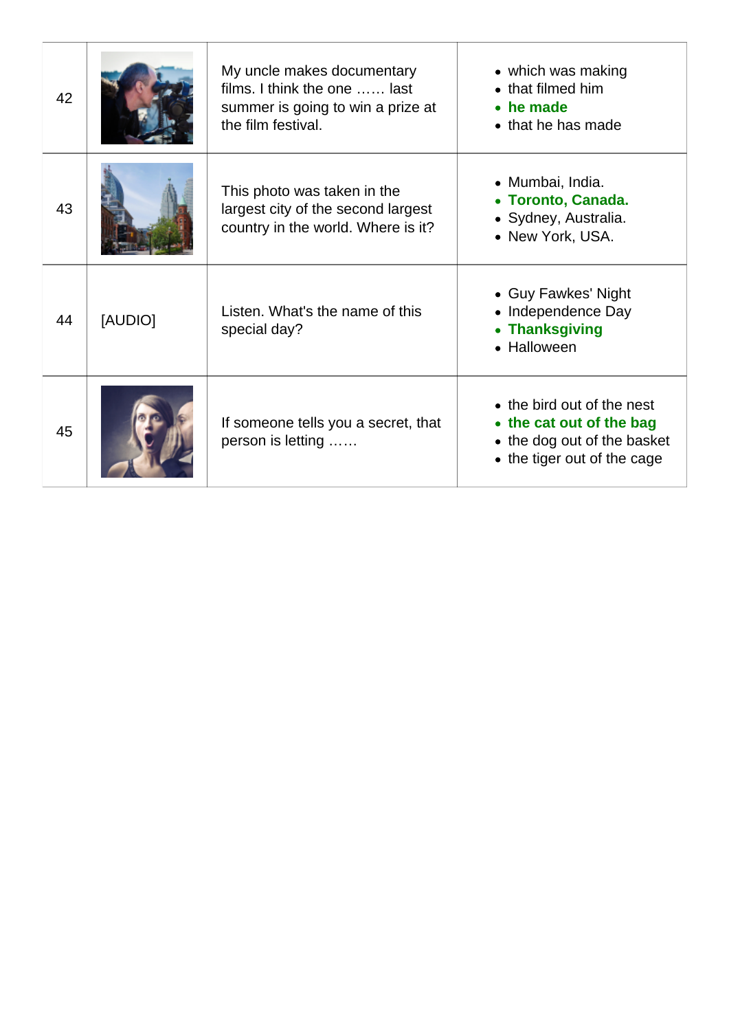| | | | |
|---|---|---|---|
| 42 | | My uncle makes documentary films. I think the one …… last summer is going to win a prize at the film festival. | • which was making<br>• that filmed him<br>• **he made**<br>• that he has made |
| 43 | | This photo was taken in the largest city of the second largest country in the world. Where is it? | • Mumbai, India.<br>• **Toronto, Canada.**<br>• Sydney, Australia.<br>• New York, USA. |
| 44 | [AUDIO] | Listen. What's the name of this special day? | • Guy Fawkes' Night<br>• Independence Day<br>• **Thanksgiving**<br>• Halloween |
| 45 | | If someone tells you a secret, that person is letting …… | • the bird out of the nest<br>• **the cat out of the bag**<br>• the dog out of the basket<br>• the tiger out of the cage |